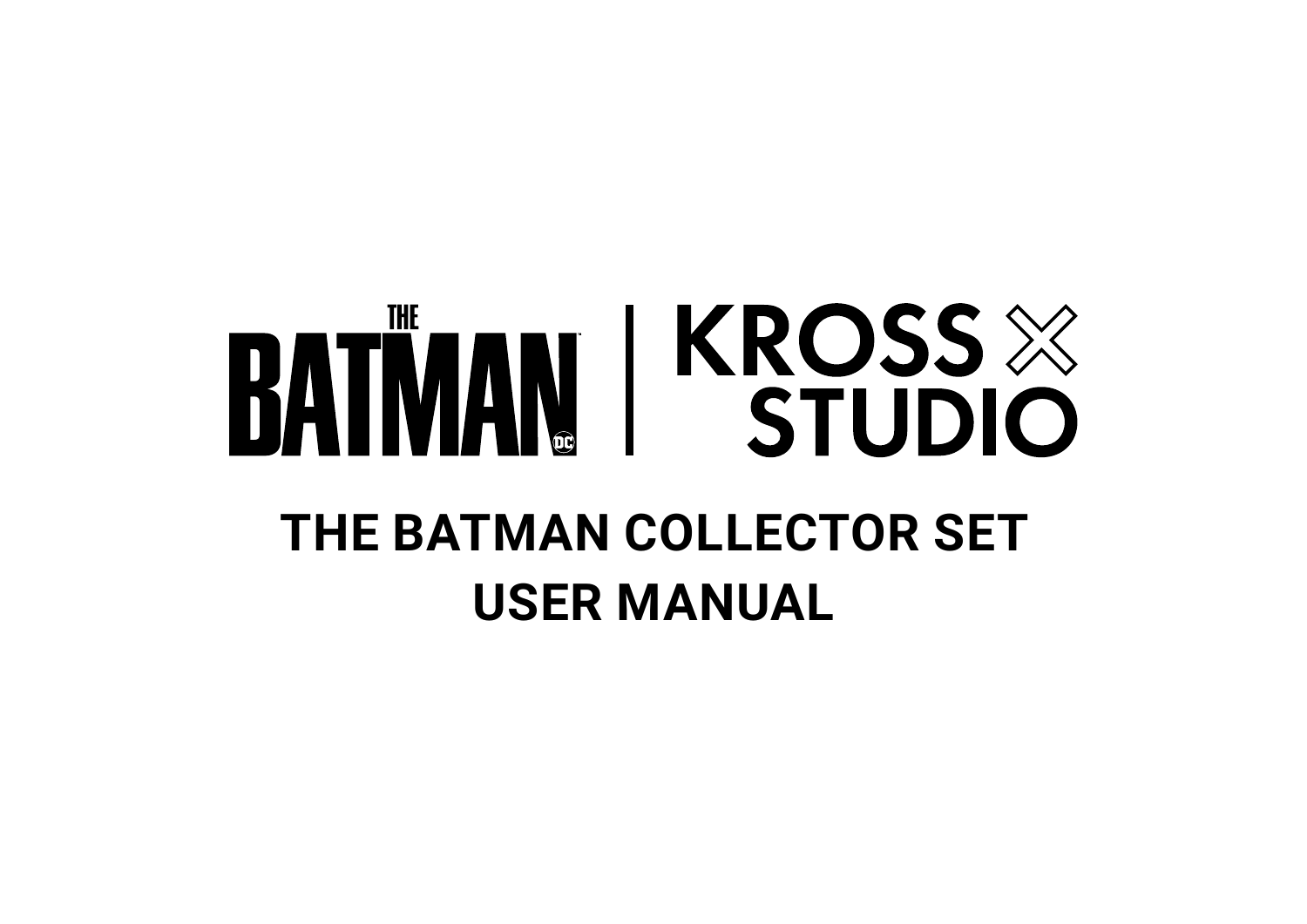THE BATMAN | KROSS STUDIO

# THE BATMAN COLLECTOR SET
# USER MANUAL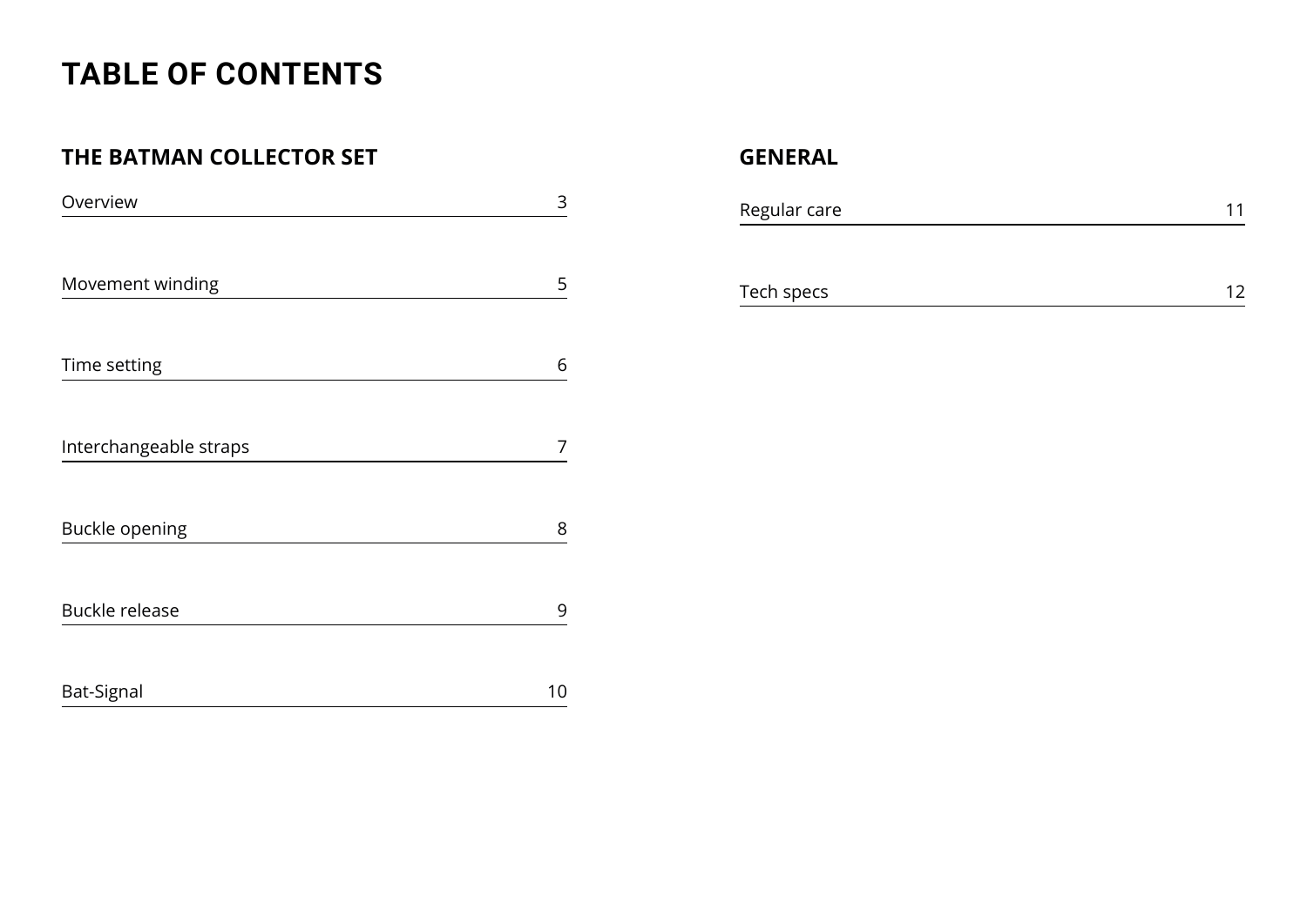# TABLE OF CONTENTS

## THE BATMAN COLLECTOR SET

| Section | Page |
| --- | --- |
| Overview | 3 |
| Movement winding | 5 |
| Time setting | 6 |
| Interchangeable straps | 7 |
| Buckle opening | 8 |
| Buckle release | 9 |
| Bat-Signal | 10 |

## GENERAL

| Section | Page |
| --- | --- |
| Regular care | 11 |
| Tech specs | 12 |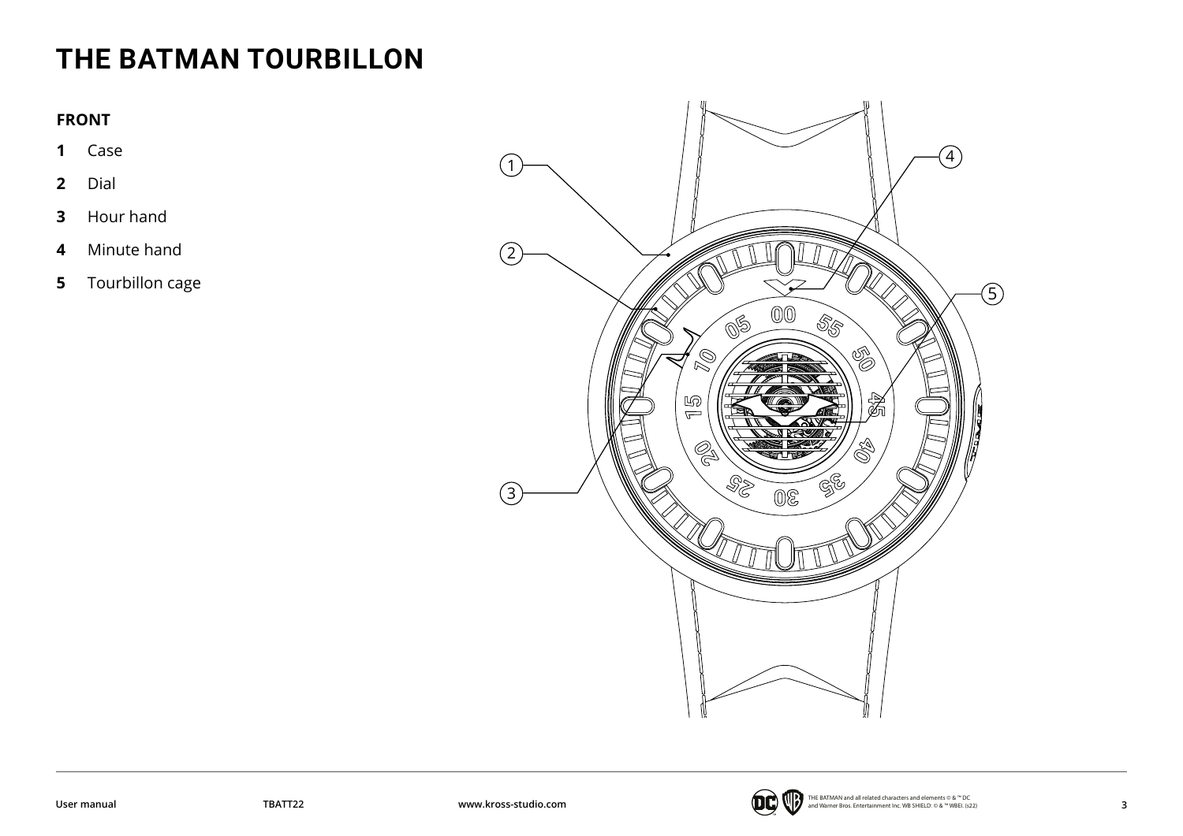# THE BATMAN TOURBILLON

**FRONT**

**1** Case

**2** Dial

**3** Hour hand

**4** Minute hand

**5** Tourbillon cage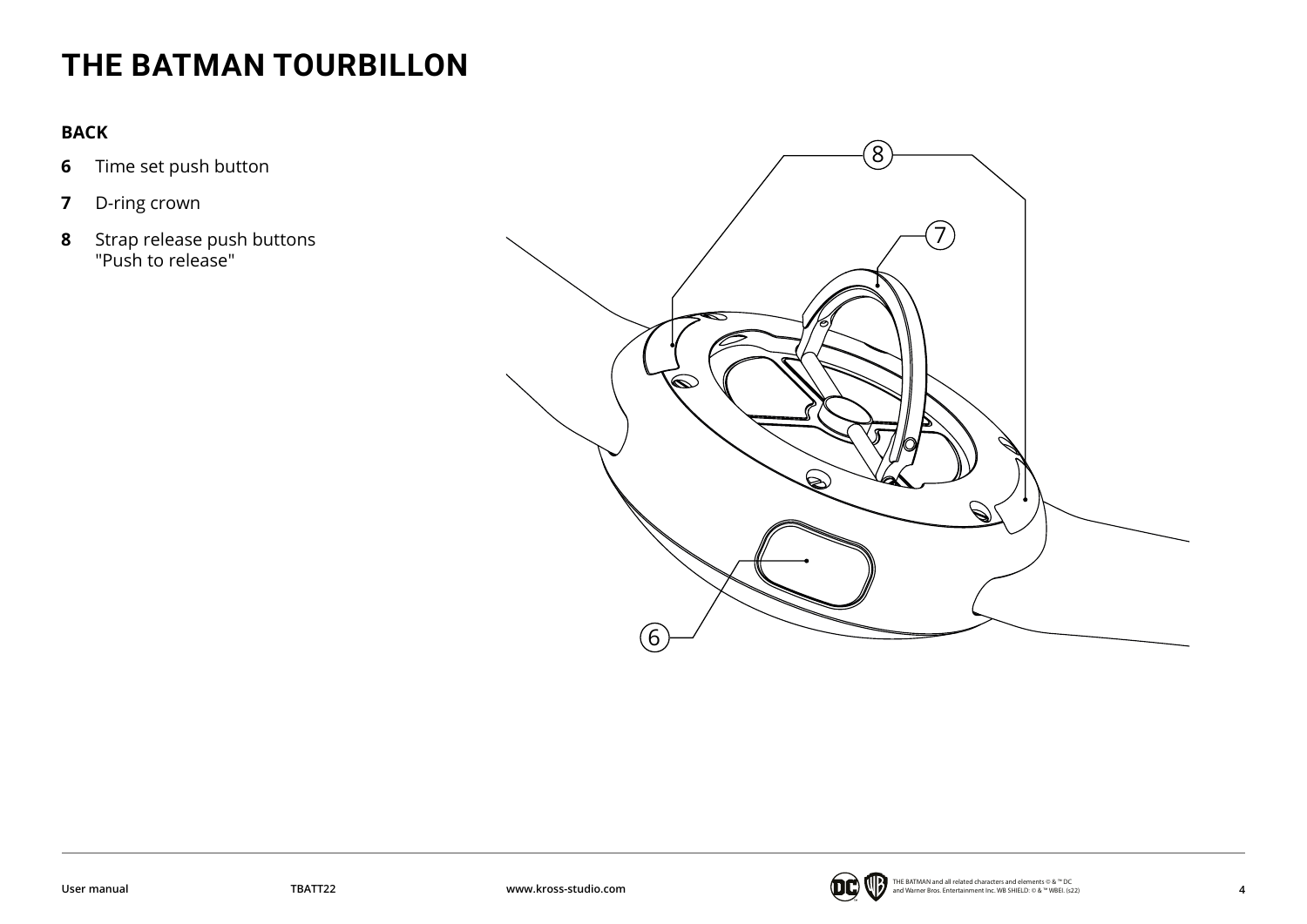# THE BATMAN TOURBILLON

**BACK**

**6** Time set push button

**7** D-ring crown

**8** Strap release push buttons "Push to release"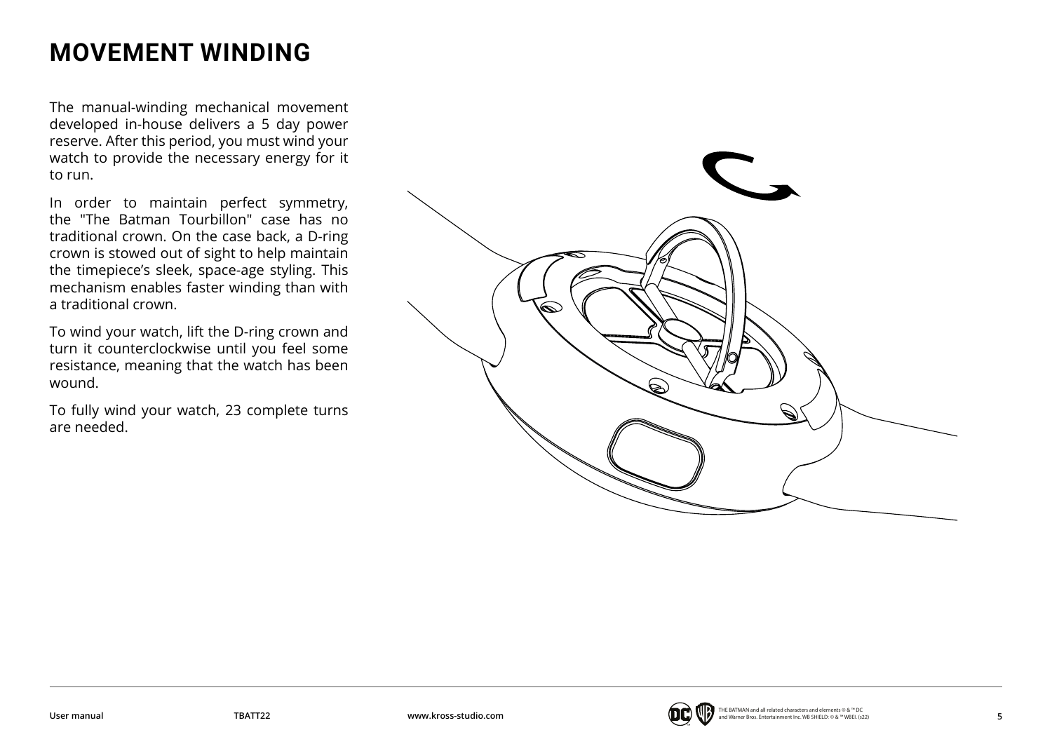# MOVEMENT WINDING

The manual-winding mechanical movement developed in-house delivers a 5 day power reserve. After this period, you must wind your watch to provide the necessary energy for it to run.

In order to maintain perfect symmetry, the "The Batman Tourbillon" case has no traditional crown. On the case back, a D-ring crown is stowed out of sight to help maintain the timepiece's sleek, space-age styling. This mechanism enables faster winding than with a traditional crown.

To wind your watch, lift the D-ring crown and turn it counterclockwise until you feel some resistance, meaning that the watch has been wound.

To fully wind your watch, 23 complete turns are needed.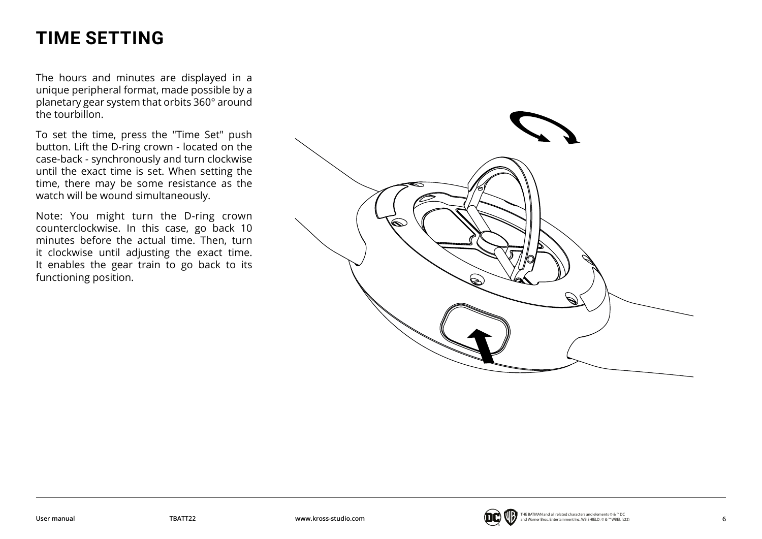# TIME SETTING

The hours and minutes are displayed in a unique peripheral format, made possible by a planetary gear system that orbits 360° around the tourbillon.

To set the time, press the "Time Set" push button. Lift the D-ring crown - located on the case-back - synchronously and turn clockwise until the exact time is set. When setting the time, there may be some resistance as the watch will be wound simultaneously.

Note: You might turn the D-ring crown counterclockwise. In this case, go back 10 minutes before the actual time. Then, turn it clockwise until adjusting the exact time. It enables the gear train to go back to its functioning position.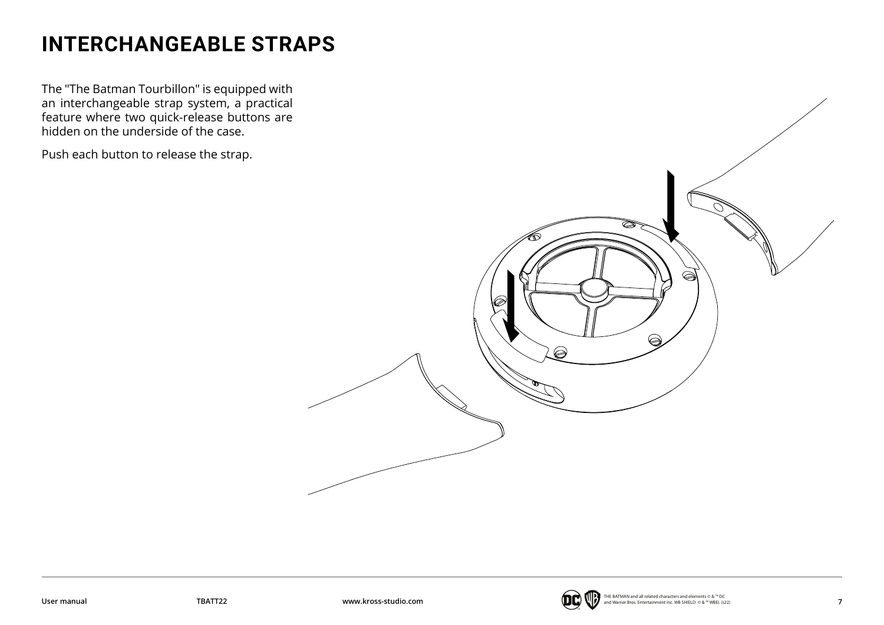# INTERCHANGEABLE STRAPS

The "The Batman Tourbillon" is equipped with an interchangeable strap system, a practical feature where two quick-release buttons are hidden on the underside of the case.

Push each button to release the strap.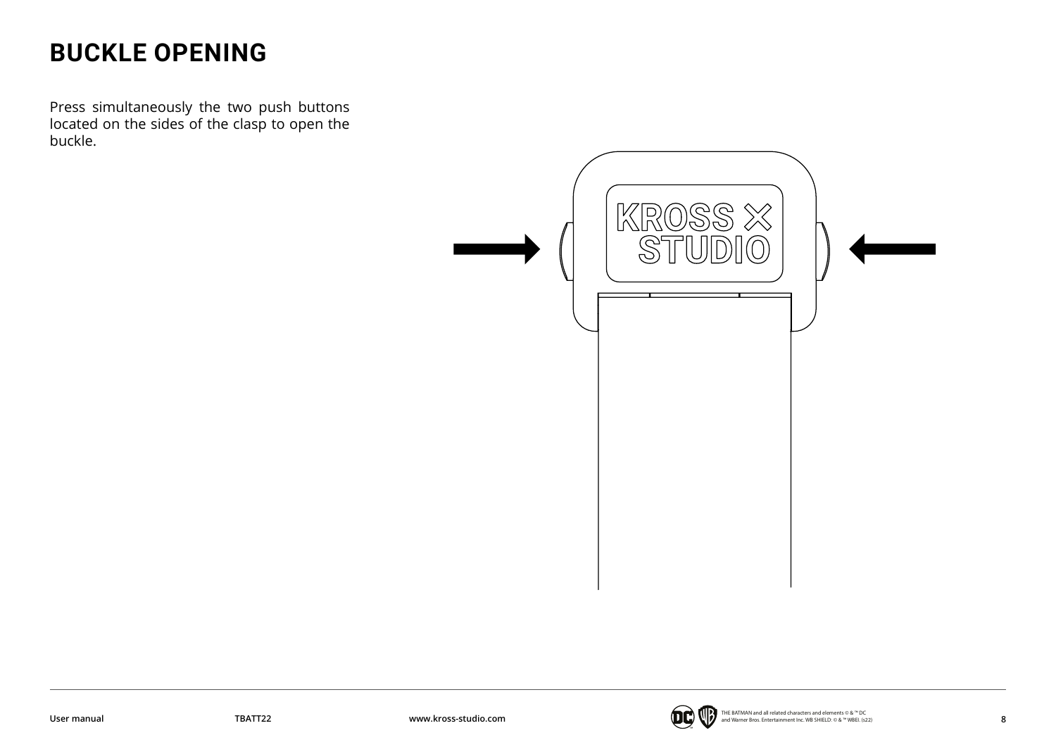# BUCKLE OPENING

Press simultaneously the two push buttons located on the sides of the clasp to open the buckle.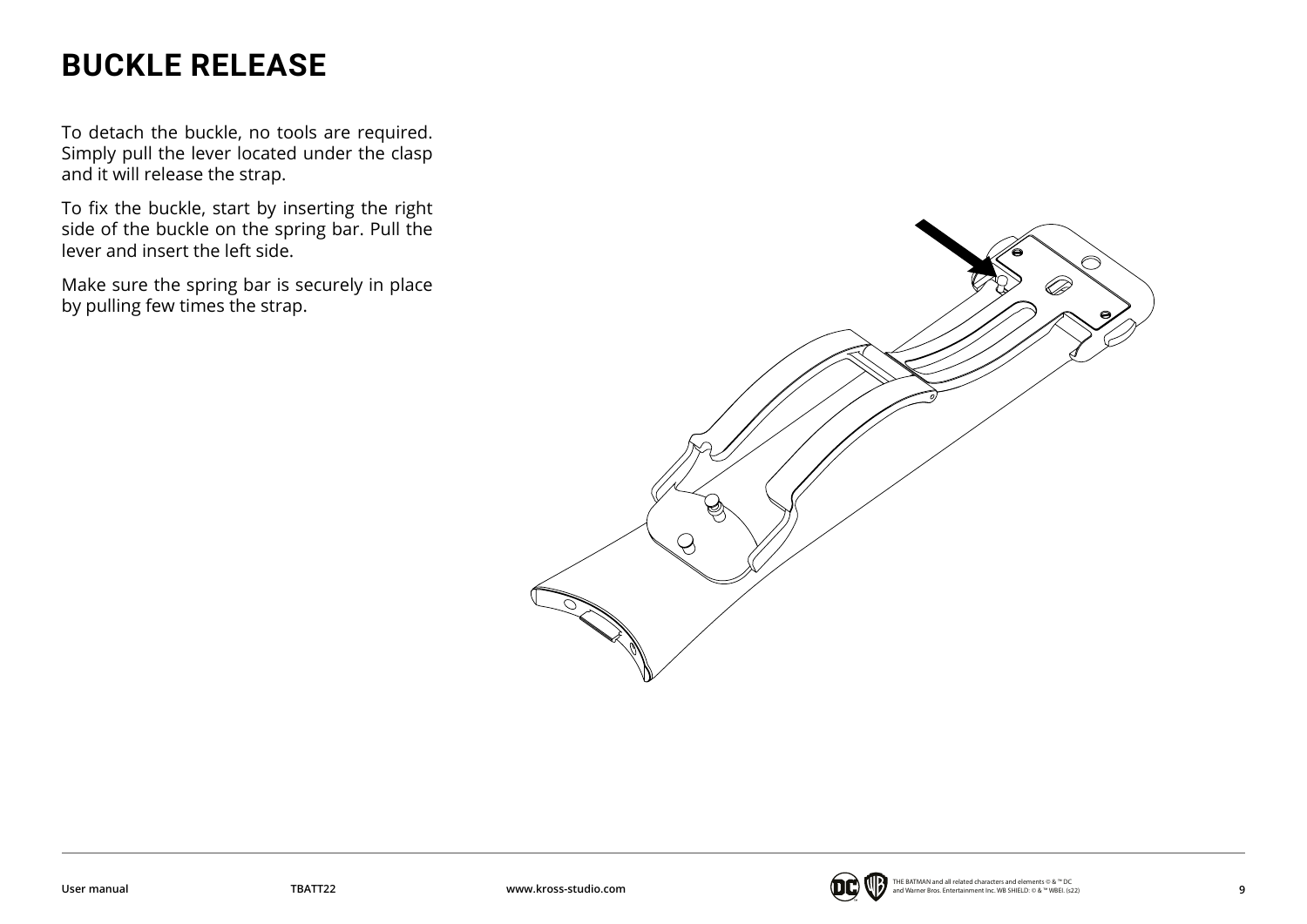# BUCKLE RELEASE

To detach the buckle, no tools are required. Simply pull the lever located under the clasp and it will release the strap.

To fix the buckle, start by inserting the right side of the buckle on the spring bar. Pull the lever and insert the left side.

Make sure the spring bar is securely in place by pulling few times the strap.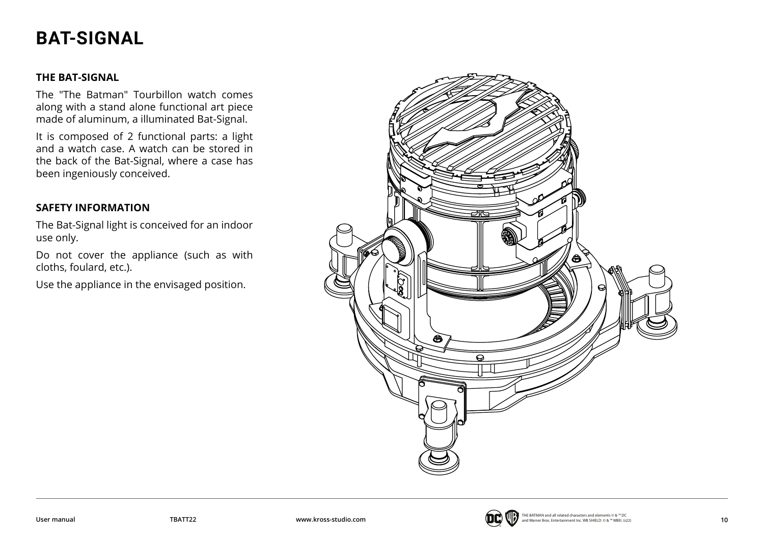# BAT-SIGNAL

### THE BAT-SIGNAL

The "The Batman" Tourbillon watch comes along with a stand alone functional art piece made of aluminum, a illuminated Bat-Signal.

It is composed of 2 functional parts: a light and a watch case. A watch can be stored in the back of the Bat-Signal, where a case has been ingeniously conceived.

### SAFETY INFORMATION

The Bat-Signal light is conceived for an indoor use only.

Do not cover the appliance (such as with cloths, foulard, etc.).

Use the appliance in the envisaged position.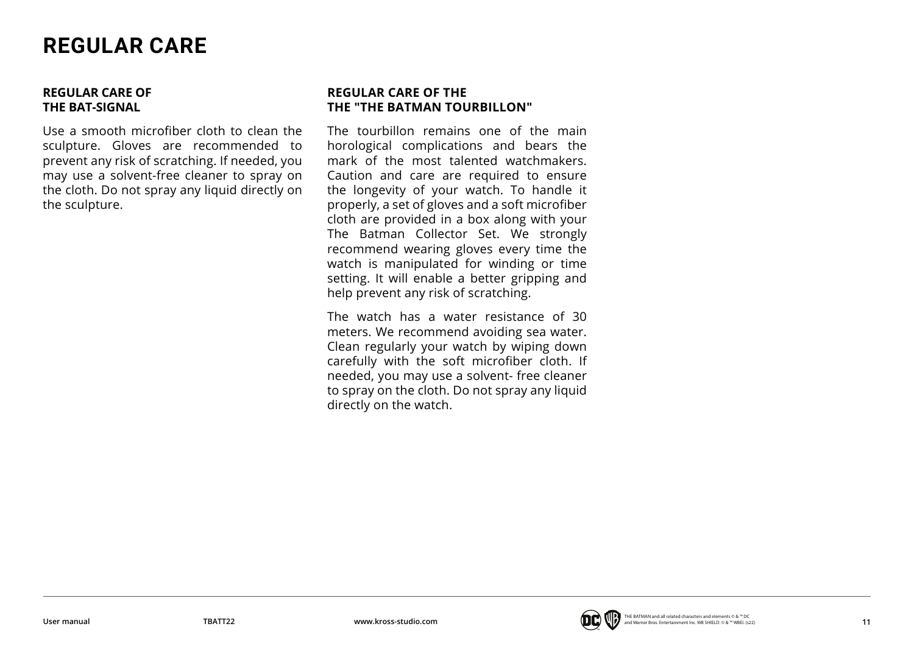# REGULAR CARE

## REGULAR CARE OF THE BAT-SIGNAL

Use a smooth microfiber cloth to clean the sculpture. Gloves are recommended to prevent any risk of scratching. If needed, you may use a solvent-free cleaner to spray on the cloth. Do not spray any liquid directly on the sculpture.

## REGULAR CARE OF THE THE "THE BATMAN TOURBILLON"

The tourbillon remains one of the main horological complications and bears the mark of the most talented watchmakers. Caution and care are required to ensure the longevity of your watch. To handle it properly, a set of gloves and a soft microfiber cloth are provided in a box along with your The Batman Collector Set. We strongly recommend wearing gloves every time the watch is manipulated for winding or time setting. It will enable a better gripping and help prevent any risk of scratching.

The watch has a water resistance of 30 meters. We recommend avoiding sea water. Clean regularly your watch by wiping down carefully with the soft microfiber cloth. If needed, you may use a solvent- free cleaner to spray on the cloth. Do not spray any liquid directly on the watch.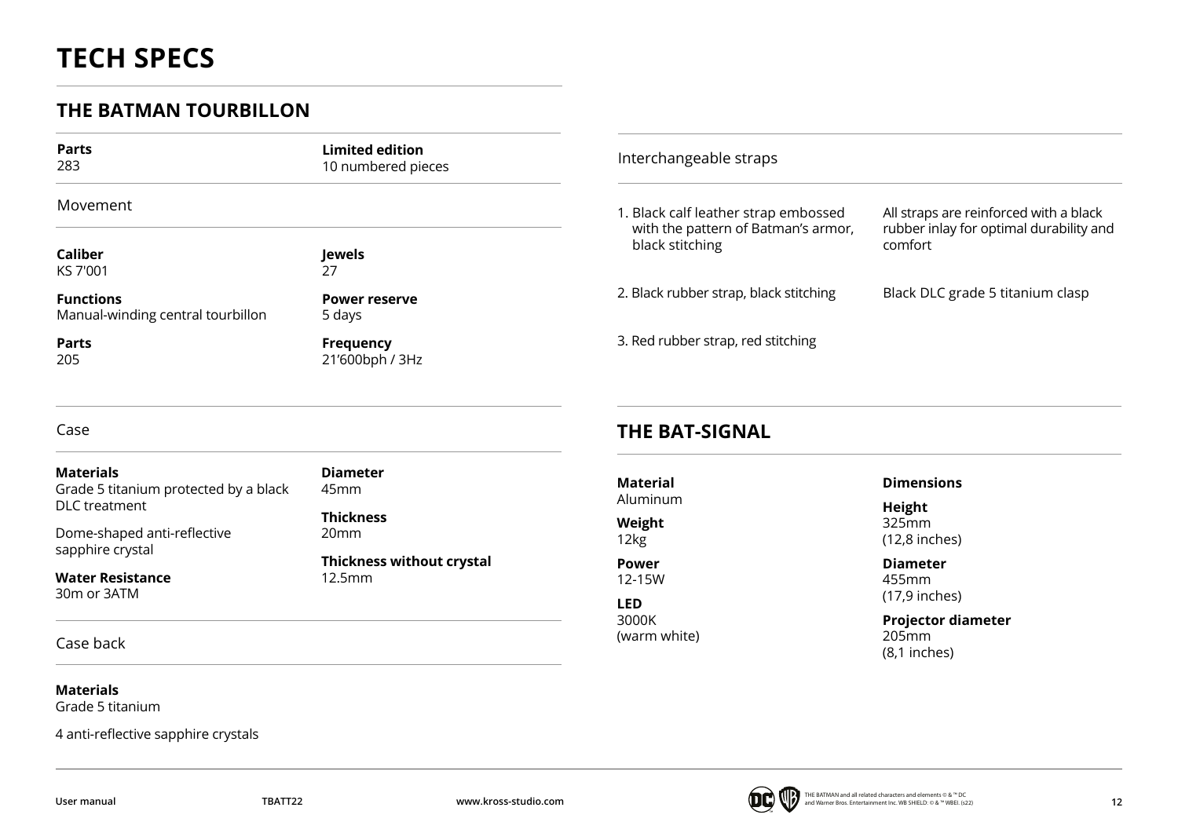# TECH SPECS

## THE BATMAN TOURBILLON

**Parts**
283

**Limited edition**
10 numbered pieces

### Movement

**Caliber**
KS 7'001

**Jewels**
27

**Functions**
Manual-winding central tourbillon

**Power reserve**
5 days

**Parts**
205

**Frequency**
21'600bph / 3Hz

### Case

**Materials**
Grade 5 titanium protected by a black DLC treatment

Dome-shaped anti-reflective sapphire crystal

**Water Resistance**
30m or 3ATM

**Diameter**
45mm

**Thickness**
20mm

**Thickness without crystal**
12.5mm

### Case back

**Materials**
Grade 5 titanium

4 anti-reflective sapphire crystals

### Interchangeable straps

1. Black calf leather strap embossed with the pattern of Batman's armor, black stitching
2. Black rubber strap, black stitching
3. Red rubber strap, red stitching

All straps are reinforced with a black rubber inlay for optimal durability and comfort

Black DLC grade 5 titanium clasp

## THE BAT-SIGNAL

**Material**
Aluminum

**Weight**
12kg

**Power**
12-15W

**LED**
3000K
(warm white)

**Dimensions**

**Height**
325mm
(12,8 inches)

**Diameter**
455mm
(17,9 inches)

**Projector diameter**
205mm
(8,1 inches)

THE BATMAN and all related characters and elements © & ™ DC and Warner Bros. Entertainment Inc. WB SHIELD: © & ™ WBEI. (s22)